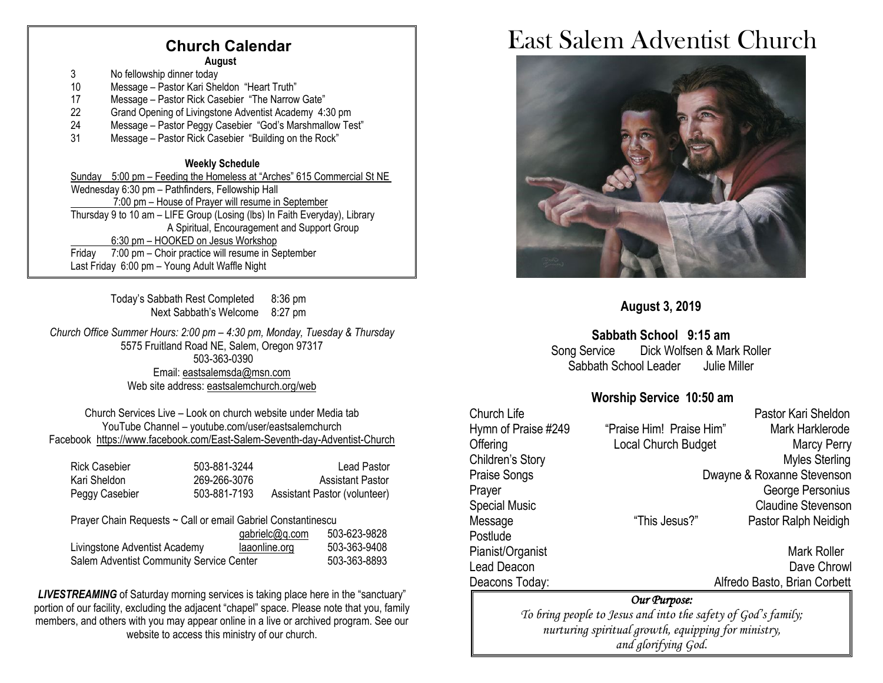## Church Calendar

**August**

| | |
|---|---|
| 3 | No fellowship dinner today |
| 10 | Message – Pastor Kari Sheldon "Heart Truth" |
| 17 | Message – Pastor Rick Casebier "The Narrow Gate" |
| 22 | Grand Opening of Livingstone Adventist Academy 4:30 pm |
| 24 | Message – Pastor Peggy Casebier "God's Marshmallow Test" |
| 31 | Message – Pastor Rick Casebier "Building on the Rock" |

**Weekly Schedule**

Sunday 5:00 pm – Feeding the Homeless at "Arches" 615 Commercial St NE

Wednesday 6:30 pm – Pathfinders, Fellowship Hall
7:00 pm – House of Prayer will resume in September

Thursday 9 to 10 am – LIFE Group (Losing (lbs) In Faith Everyday), Library
A Spiritual, Encouragement and Support Group
6:30 pm – HOOKED on Jesus Workshop

Friday 7:00 pm – Choir practice will resume in September

Last Friday 6:00 pm – Young Adult Waffle Night

Today's Sabbath Rest Completed 8:36 pm
Next Sabbath's Welcome 8:27 pm

*Church Office Summer Hours: 2:00 pm – 4:30 pm, Monday, Tuesday & Thursday*
5575 Fruitland Road NE, Salem, Oregon 97317
503-363-0390
Email: eastsalemsda@msn.com
Web site address: eastsalemchurch.org/web

Church Services Live – Look on church website under Media tab
YouTube Channel – youtube.com/user/eastsalemchurch
Facebook https://www.facebook.com/East-Salem-Seventh-day-Adventist-Church

| | | |
|---|---|---|
| Rick Casebier | 503-881-3244 | Lead Pastor |
| Kari Sheldon | 269-266-3076 | Assistant Pastor |
| Peggy Casebier | 503-881-7193 | Assistant Pastor (volunteer) |

Prayer Chain Requests ~ Call or email Gabriel Constantinescu

| | | |
|---|---|---|
| | gabrielc@q.com | 503-623-9828 |
| Livingstone Adventist Academy | laaonline.org | 503-363-9408 |
| Salem Adventist Community Service Center | | 503-363-8893 |

***LIVESTREAMING*** of Saturday morning services is taking place here in the "sanctuary" portion of our facility, excluding the adjacent "chapel" space. Please note that you, family members, and others with you may appear online in a live or archived program. See our website to access this ministry of our church.

# East Salem Adventist Church

**August 3, 2019**

**Sabbath School 9:15 am**

Song Service Dick Wolfsen & Mark Roller
Sabbath School Leader Julie Miller

**Worship Service 10:50 am**

| | | |
|---|---|---|
| Church Life | | Pastor Kari Sheldon |
| Hymn of Praise #249 | "Praise Him! Praise Him" | Mark Harklerode |
| Offering | Local Church Budget | Marcy Perry |
| Children's Story | | Myles Sterling |
| Praise Songs | | Dwayne & Roxanne Stevenson |
| Prayer | | George Personius |
| Special Music | | Claudine Stevenson |
| Message | "This Jesus?" | Pastor Ralph Neidigh |
| Postlude | | |
| Pianist/Organist | | Mark Roller |
| Lead Deacon | | Dave Chrowl |
| Deacons Today: | | Alfredo Basto, Brian Corbett |

***Our Purpose:***

*To bring people to Jesus and into the safety of God's family; nurturing spiritual growth, equipping for ministry, and glorifying God.*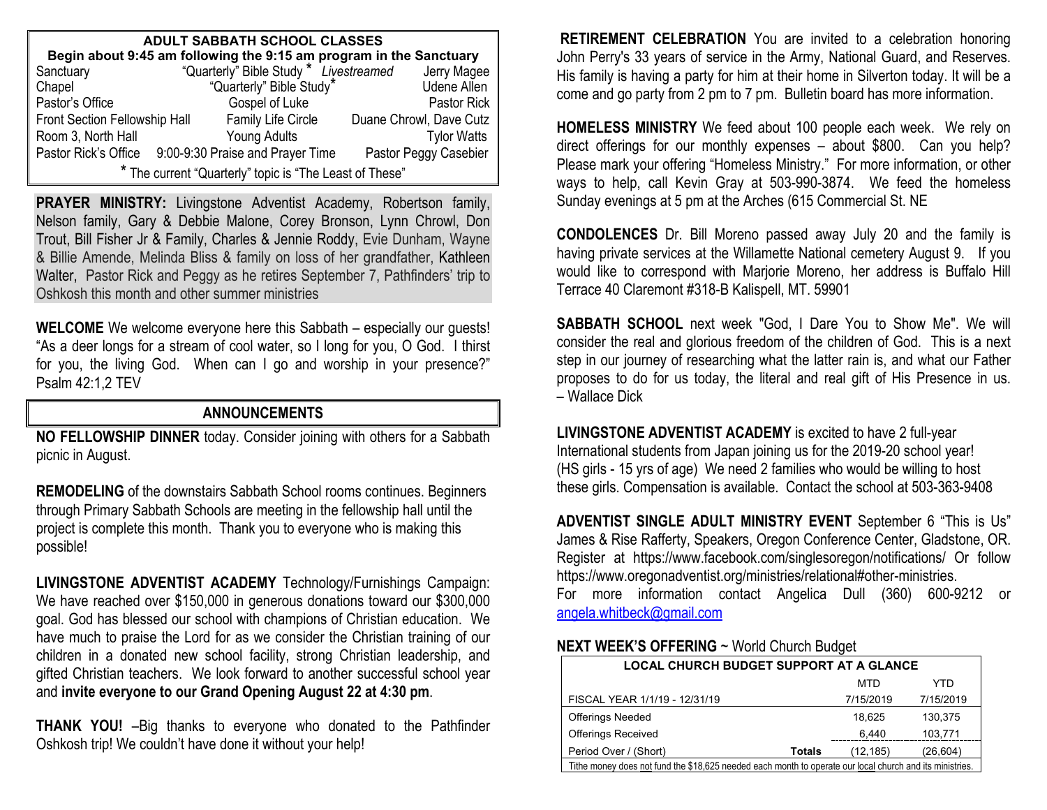## ADULT SABBATH SCHOOL CLASSES

**Begin about 9:45 am following the 9:15 am program in the Sanctuary**

| Location | Class | Leader |
|---|---|---|
| Sanctuary | "Quarterly" Bible Study * *Livestreamed* | Jerry Magee |
| Chapel | "Quarterly" Bible Study* | Udene Allen |
| Pastor's Office | Gospel of Luke | Pastor Rick |
| Front Section Fellowship Hall | Family Life Circle | Duane Chrowl, Dave Cutz |
| Room 3, North Hall | Young Adults | Tylor Watts |
| Pastor Rick's Office | 9:00-9:30 Praise and Prayer Time | Pastor Peggy Casebier |

* The current "Quarterly" topic is "The Least of These"

**PRAYER MINISTRY:** Livingstone Adventist Academy, Robertson family, Nelson family, Gary & Debbie Malone, Corey Bronson, Lynn Chrowl, Don Trout, Bill Fisher Jr & Family, Charles & Jennie Roddy, Evie Dunham, Wayne & Billie Amende, Melinda Bliss & family on loss of her grandfather, Kathleen Walter, Pastor Rick and Peggy as he retires September 7, Pathfinders' trip to Oshkosh this month and other summer ministries

**WELCOME** We welcome everyone here this Sabbath – especially our guests! "As a deer longs for a stream of cool water, so I long for you, O God. I thirst for you, the living God. When can I go and worship in your presence?" Psalm 42:1,2 TEV

## ANNOUNCEMENTS

**NO FELLOWSHIP DINNER** today. Consider joining with others for a Sabbath picnic in August.

**REMODELING** of the downstairs Sabbath School rooms continues. Beginners through Primary Sabbath Schools are meeting in the fellowship hall until the project is complete this month. Thank you to everyone who is making this possible!

**LIVINGSTONE ADVENTIST ACADEMY** Technology/Furnishings Campaign: We have reached over $150,000 in generous donations toward our $300,000 goal. God has blessed our school with champions of Christian education. We have much to praise the Lord for as we consider the Christian training of our children in a donated new school facility, strong Christian leadership, and gifted Christian teachers. We look forward to another successful school year and **invite everyone to our Grand Opening August 22 at 4:30 pm**.

**THANK YOU!** –Big thanks to everyone who donated to the Pathfinder Oshkosh trip! We couldn't have done it without your help!

**RETIREMENT CELEBRATION** You are invited to a celebration honoring John Perry's 33 years of service in the Army, National Guard, and Reserves. His family is having a party for him at their home in Silverton today. It will be a come and go party from 2 pm to 7 pm. Bulletin board has more information.

**HOMELESS MINISTRY** We feed about 100 people each week. We rely on direct offerings for our monthly expenses – about $800. Can you help? Please mark your offering "Homeless Ministry." For more information, or other ways to help, call Kevin Gray at 503-990-3874. We feed the homeless Sunday evenings at 5 pm at the Arches (615 Commercial St. NE

**CONDOLENCES** Dr. Bill Moreno passed away July 20 and the family is having private services at the Willamette National cemetery August 9. If you would like to correspond with Marjorie Moreno, her address is Buffalo Hill Terrace 40 Claremont #318-B Kalispell, MT. 59901

**SABBATH SCHOOL** next week "God, I Dare You to Show Me". We will consider the real and glorious freedom of the children of God. This is a next step in our journey of researching what the latter rain is, and what our Father proposes to do for us today, the literal and real gift of His Presence in us. – Wallace Dick

**LIVINGSTONE ADVENTIST ACADEMY** is excited to have 2 full-year International students from Japan joining us for the 2019-20 school year! (HS girls - 15 yrs of age) We need 2 families who would be willing to host these girls. Compensation is available. Contact the school at 503-363-9408

**ADVENTIST SINGLE ADULT MINISTRY EVENT** September 6 "This is Us" James & Rise Rafferty, Speakers, Oregon Conference Center, Gladstone, OR. Register at https://www.facebook.com/singlesoregon/notifications/ Or follow https://www.oregonadventist.org/ministries/relational#other-ministries.
For more information contact Angelica Dull (360) 600-9212 or angela.whitbeck@gmail.com

**NEXT WEEK'S OFFERING** ~ World Church Budget

| LOCAL CHURCH BUDGET SUPPORT AT A GLANCE | | MTD | YTD |
|---|---|---|---|
| FISCAL YEAR 1/1/19 - 12/31/19 | | 7/15/2019 | 7/15/2019 |
| Offerings Needed | | 18,625 | 130,375 |
| Offerings Received | | 6,440 | 103,771 |
| Period Over / (Short) | **Totals** | (12,185) | (26,604) |

Tithe money does not fund the $18,625 needed each month to operate our local church and its ministries.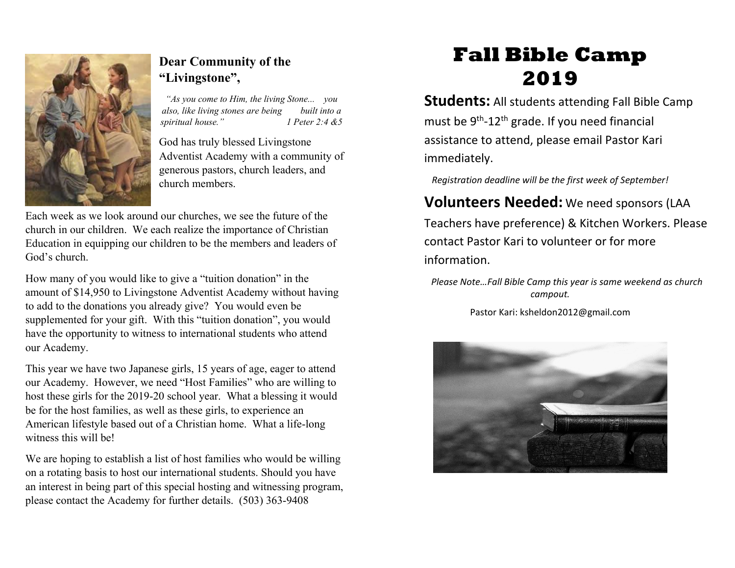## Dear Community of the "Livingstone",

*"As you come to Him, the living Stone... you also, like living stones are being built into a spiritual house."* *1 Peter 2:4 &5*

God has truly blessed Livingstone Adventist Academy with a community of generous pastors, church leaders, and church members.

Each week as we look around our churches, we see the future of the church in our children. We each realize the importance of Christian Education in equipping our children to be the members and leaders of God's church.

How many of you would like to give a "tuition donation" in the amount of $14,950 to Livingstone Adventist Academy without having to add to the donations you already give? You would even be supplemented for your gift. With this "tuition donation", you would have the opportunity to witness to international students who attend our Academy.

This year we have two Japanese girls, 15 years of age, eager to attend our Academy. However, we need "Host Families" who are willing to host these girls for the 2019-20 school year. What a blessing it would be for the host families, as well as these girls, to experience an American lifestyle based out of a Christian home. What a life-long witness this will be!

We are hoping to establish a list of host families who would be willing on a rotating basis to host our international students. Should you have an interest in being part of this special hosting and witnessing program, please contact the Academy for further details. (503) 363-9408

# Fall Bible Camp 2019

**Students:** All students attending Fall Bible Camp must be 9th-12th grade. If you need financial assistance to attend, please email Pastor Kari immediately.

*Registration deadline will be the first week of September!*

**Volunteers Needed:** We need sponsors (LAA Teachers have preference) & Kitchen Workers. Please contact Pastor Kari to volunteer or for more information.

*Please Note…Fall Bible Camp this year is same weekend as church campout.*

Pastor Kari: ksheldon2012@gmail.com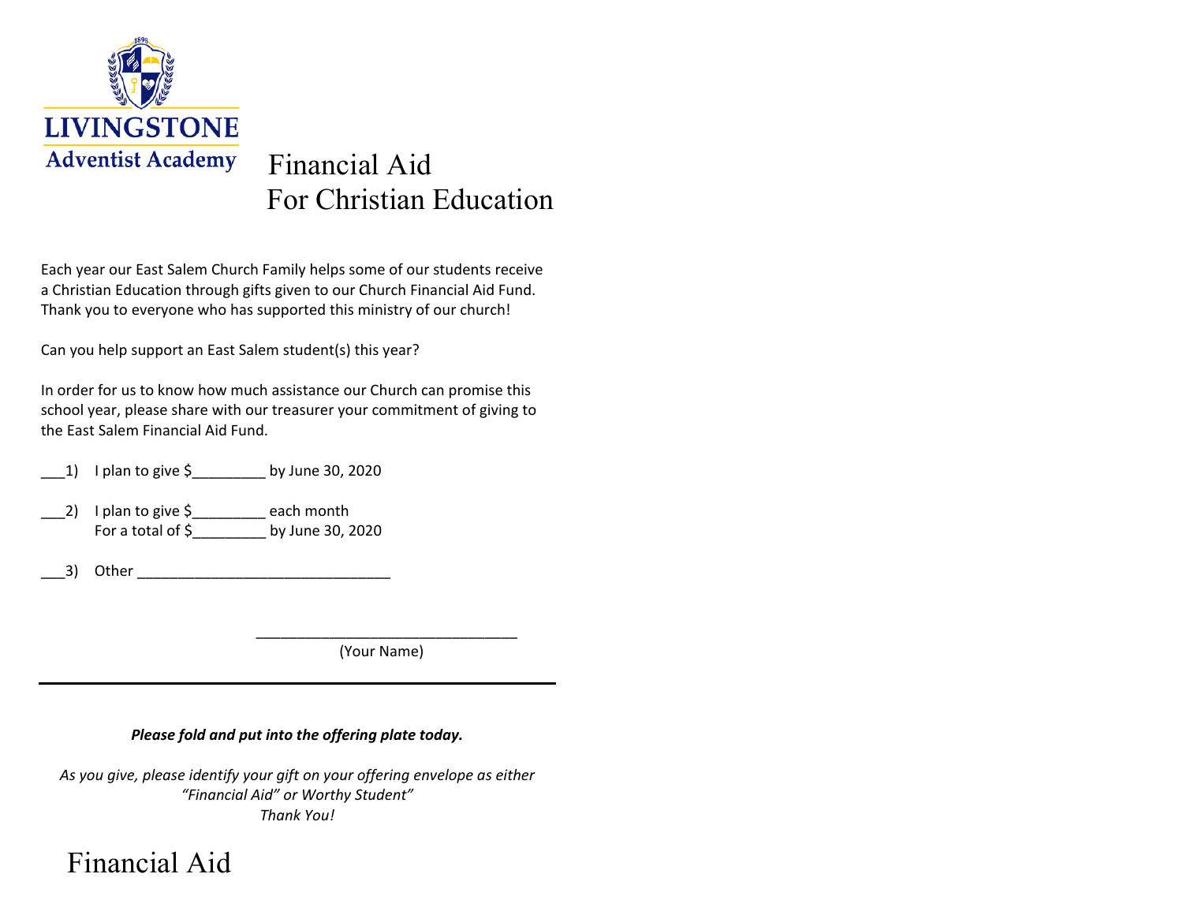LIVINGSTONE
Adventist Academy

# Financial Aid
# For Christian Education

Each year our East Salem Church Family helps some of our students receive a Christian Education through gifts given to our Church Financial Aid Fund. Thank you to everyone who has supported this ministry of our church!

Can you help support an East Salem student(s) this year?

In order for us to know how much assistance our Church can promise this school year, please share with our treasurer your commitment of giving to the East Salem Financial Aid Fund.

___1) I plan to give $_________ by June 30, 2020

___2) I plan to give $_________ each month
For a total of $_________ by June 30, 2020

___3) Other _______________________________

_______________________________
(Your Name)

---

***Please fold and put into the offering plate today.***

*As you give, please identify your gift on your offering envelope as either "Financial Aid" or Worthy Student"*
*Thank You!*

Financial Aid